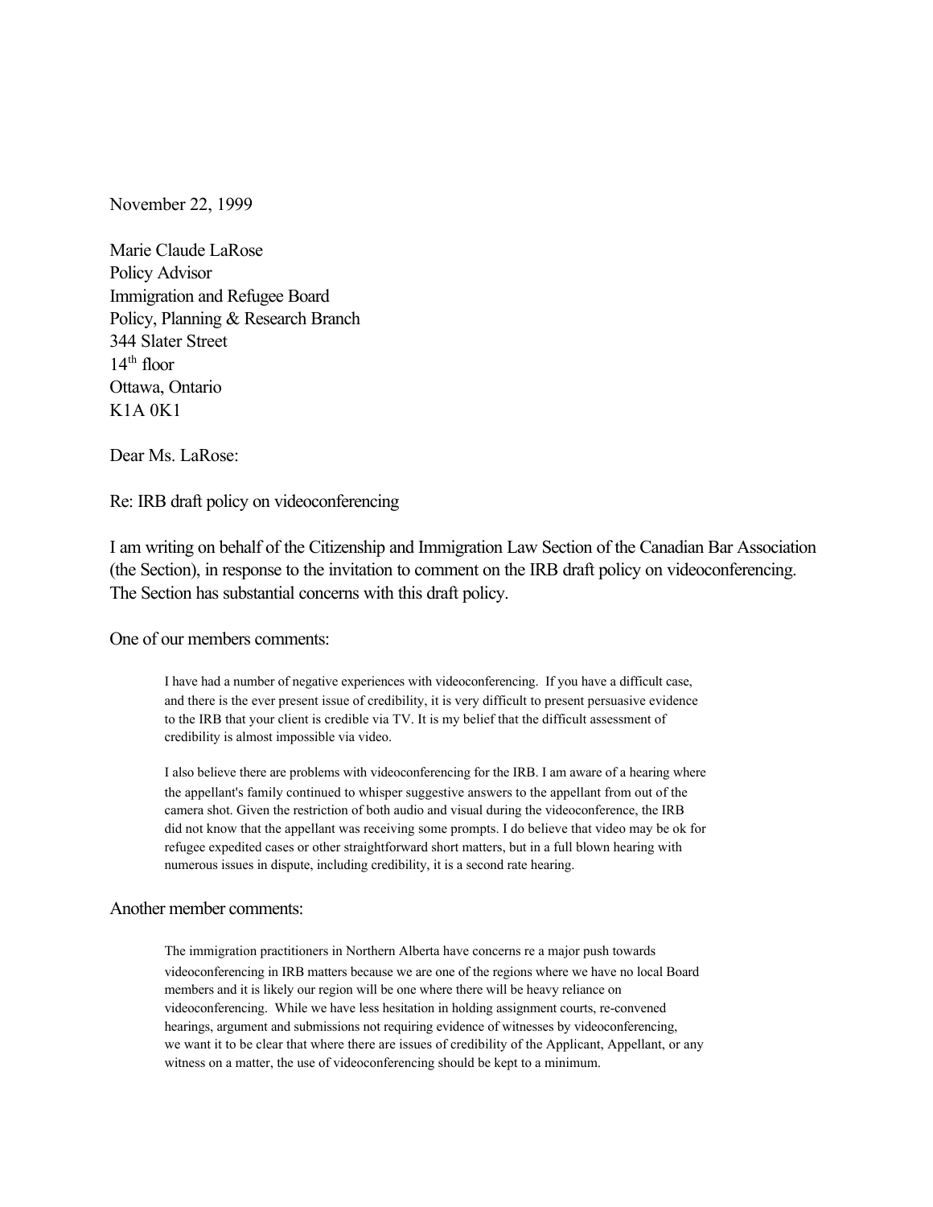November 22, 1999

Marie Claude LaRose
Policy Advisor
Immigration and Refugee Board
Policy, Planning & Research Branch
344 Slater Street
14th floor
Ottawa, Ontario
K1A 0K1

Dear Ms. LaRose:

Re: IRB draft policy on videoconferencing

I am writing on behalf of the Citizenship and Immigration Law Section of the Canadian Bar Association (the Section), in response to the invitation to comment on the IRB draft policy on videoconferencing. The Section has substantial concerns with this draft policy.

One of our members comments:

> I have had a number of negative experiences with videoconferencing. If you have a difficult case, and there is the ever present issue of credibility, it is very difficult to present persuasive evidence to the IRB that your client is credible via TV. It is my belief that the difficult assessment of credibility is almost impossible via video.
>
> I also believe there are problems with videoconferencing for the IRB. I am aware of a hearing where the appellant's family continued to whisper suggestive answers to the appellant from out of the camera shot. Given the restriction of both audio and visual during the videoconference, the IRB did not know that the appellant was receiving some prompts. I do believe that video may be ok for refugee expedited cases or other straightforward short matters, but in a full blown hearing with numerous issues in dispute, including credibility, it is a second rate hearing.

Another member comments:

> The immigration practitioners in Northern Alberta have concerns re a major push towards videoconferencing in IRB matters because we are one of the regions where we have no local Board members and it is likely our region will be one where there will be heavy reliance on videoconferencing. While we have less hesitation in holding assignment courts, re-convened hearings, argument and submissions not requiring evidence of witnesses by videoconferencing, we want it to be clear that where there are issues of credibility of the Applicant, Appellant, or any witness on a matter, the use of videoconferencing should be kept to a minimum.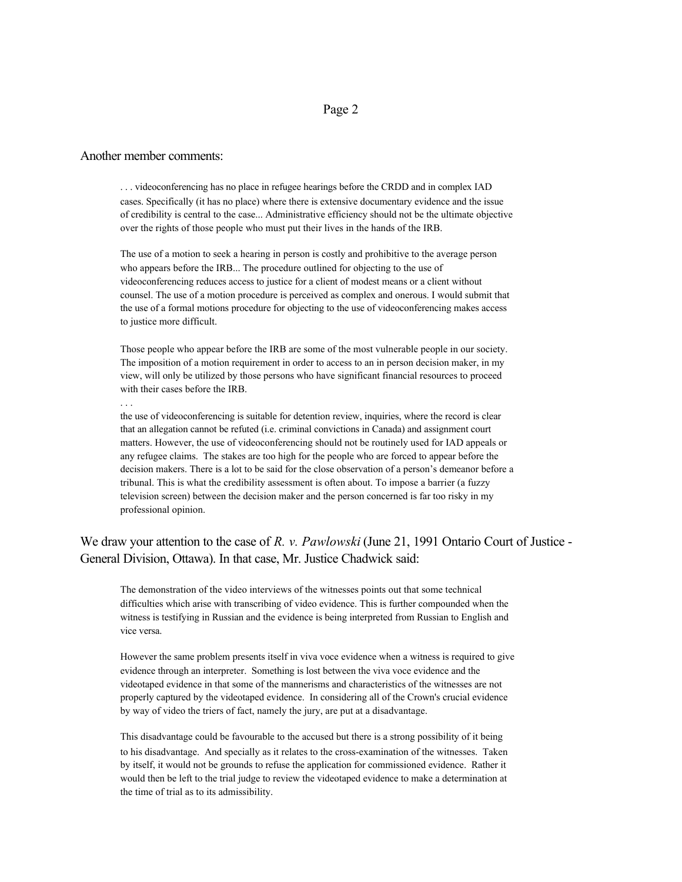Another member comments:

> . . . videoconferencing has no place in refugee hearings before the CRDD and in complex IAD cases. Specifically (it has no place) where there is extensive documentary evidence and the issue of credibility is central to the case... Administrative efficiency should not be the ultimate objective over the rights of those people who must put their lives in the hands of the IRB.
>
> The use of a motion to seek a hearing in person is costly and prohibitive to the average person who appears before the IRB... The procedure outlined for objecting to the use of videoconferencing reduces access to justice for a client of modest means or a client without counsel. The use of a motion procedure is perceived as complex and onerous. I would submit that the use of a formal motions procedure for objecting to the use of videoconferencing makes access to justice more difficult.
>
> Those people who appear before the IRB are some of the most vulnerable people in our society. The imposition of a motion requirement in order to access to an in person decision maker, in my view, will only be utilized by those persons who have significant financial resources to proceed with their cases before the IRB.
>
> . . .
>
> the use of videoconferencing is suitable for detention review, inquiries, where the record is clear that an allegation cannot be refuted (i.e. criminal convictions in Canada) and assignment court matters. However, the use of videoconferencing should not be routinely used for IAD appeals or any refugee claims. The stakes are too high for the people who are forced to appear before the decision makers. There is a lot to be said for the close observation of a person's demeanor before a tribunal. This is what the credibility assessment is often about. To impose a barrier (a fuzzy television screen) between the decision maker and the person concerned is far too risky in my professional opinion.

We draw your attention to the case of *R. v. Pawlowski* (June 21, 1991 Ontario Court of Justice - General Division, Ottawa). In that case, Mr. Justice Chadwick said:

> The demonstration of the video interviews of the witnesses points out that some technical difficulties which arise with transcribing of video evidence. This is further compounded when the witness is testifying in Russian and the evidence is being interpreted from Russian to English and vice versa.
>
> However the same problem presents itself in viva voce evidence when a witness is required to give evidence through an interpreter. Something is lost between the viva voce evidence and the videotaped evidence in that some of the mannerisms and characteristics of the witnesses are not properly captured by the videotaped evidence. In considering all of the Crown's crucial evidence by way of video the triers of fact, namely the jury, are put at a disadvantage.
>
> This disadvantage could be favourable to the accused but there is a strong possibility of it being to his disadvantage. And specially as it relates to the cross-examination of the witnesses. Taken by itself, it would not be grounds to refuse the application for commissioned evidence. Rather it would then be left to the trial judge to review the videotaped evidence to make a determination at the time of trial as to its admissibility.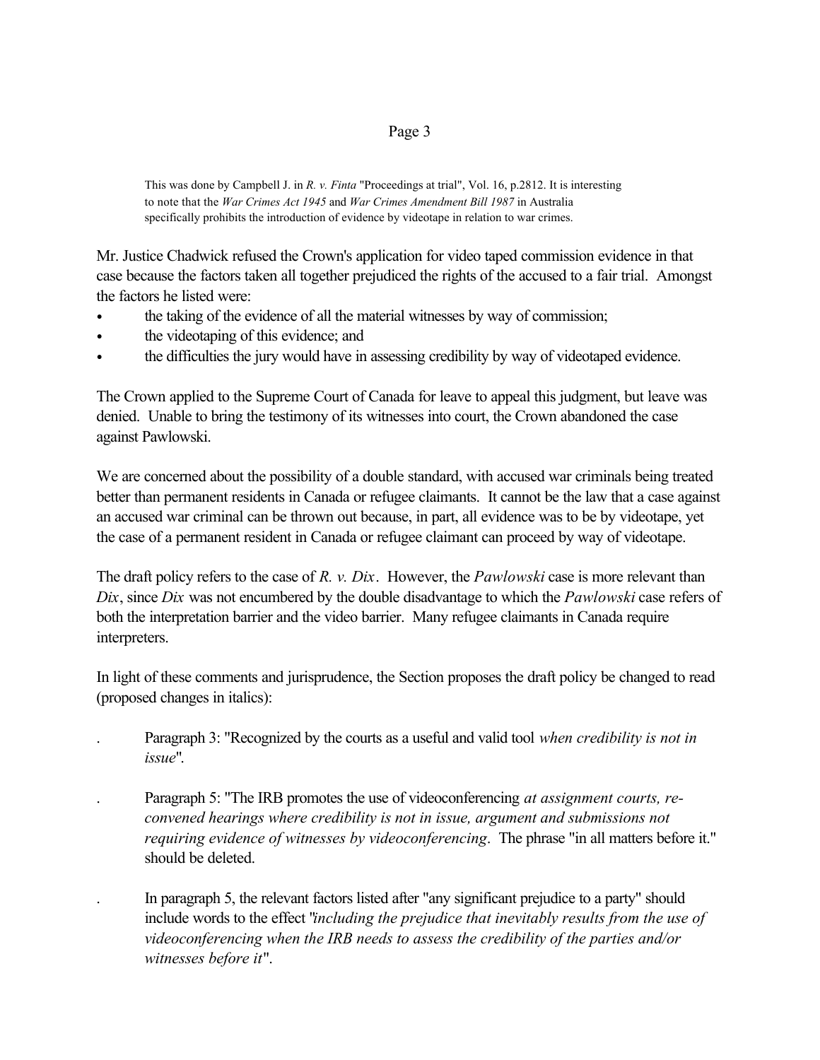This was done by Campbell J. in *R. v. Finta* "Proceedings at trial", Vol. 16, p.2812. It is interesting to note that the *War Crimes Act 1945* and *War Crimes Amendment Bill 1987* in Australia specifically prohibits the introduction of evidence by videotape in relation to war crimes.

Mr. Justice Chadwick refused the Crown's application for video taped commission evidence in that case because the factors taken all together prejudiced the rights of the accused to a fair trial. Amongst the factors he listed were:

- the taking of the evidence of all the material witnesses by way of commission;
- the videotaping of this evidence; and
- the difficulties the jury would have in assessing credibility by way of videotaped evidence.

The Crown applied to the Supreme Court of Canada for leave to appeal this judgment, but leave was denied. Unable to bring the testimony of its witnesses into court, the Crown abandoned the case against Pawlowski.

We are concerned about the possibility of a double standard, with accused war criminals being treated better than permanent residents in Canada or refugee claimants. It cannot be the law that a case against an accused war criminal can be thrown out because, in part, all evidence was to be by videotape, yet the case of a permanent resident in Canada or refugee claimant can proceed by way of videotape.

The draft policy refers to the case of *R. v. Dix*. However, the *Pawlowski* case is more relevant than *Dix*, since *Dix* was not encumbered by the double disadvantage to which the *Pawlowski* case refers of both the interpretation barrier and the video barrier. Many refugee claimants in Canada require interpreters.

In light of these comments and jurisprudence, the Section proposes the draft policy be changed to read (proposed changes in italics):

- Paragraph 3: "Recognized by the courts as a useful and valid tool *when credibility is not in issue*".
- Paragraph 5: "The IRB promotes the use of videoconferencing *at assignment courts, re-convened hearings where credibility is not in issue, argument and submissions not requiring evidence of witnesses by videoconferencing*. The phrase "in all matters before it." should be deleted.
- In paragraph 5, the relevant factors listed after "any significant prejudice to a party" should include words to the effect "*including the prejudice that inevitably results from the use of videoconferencing when the IRB needs to assess the credibility of the parties and/or witnesses before it*".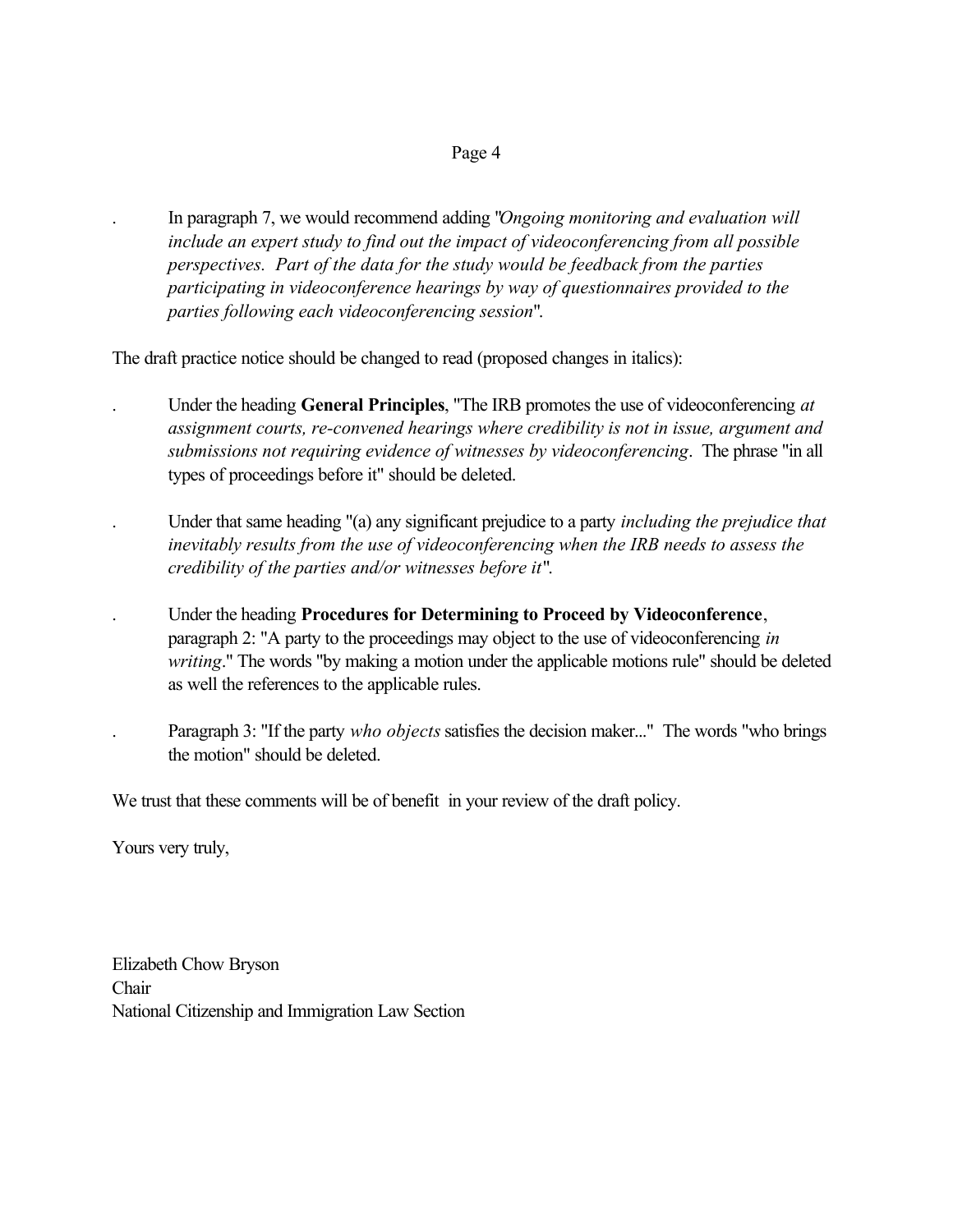- In paragraph 7, we would recommend adding "*Ongoing monitoring and evaluation will include an expert study to find out the impact of videoconferencing from all possible perspectives. Part of the data for the study would be feedback from the parties participating in videoconference hearings by way of questionnaires provided to the parties following each videoconferencing session*".

The draft practice notice should be changed to read (proposed changes in italics):

- Under the heading **General Principles**, "The IRB promotes the use of videoconferencing *at assignment courts, re-convened hearings where credibility is not in issue, argument and submissions not requiring evidence of witnesses by videoconferencing*. The phrase "in all types of proceedings before it" should be deleted.

- Under that same heading "(a) any significant prejudice to a party *including the prejudice that inevitably results from the use of videoconferencing when the IRB needs to assess the credibility of the parties and/or witnesses before it*".

- Under the heading **Procedures for Determining to Proceed by Videoconference**, paragraph 2: "A party to the proceedings may object to the use of videoconferencing *in writing*." The words "by making a motion under the applicable motions rule" should be deleted as well the references to the applicable rules.

- Paragraph 3: "If the party *who objects* satisfies the decision maker..." The words "who brings the motion" should be deleted.

We trust that these comments will be of benefit in your review of the draft policy.

Yours very truly,

Elizabeth Chow Bryson
Chair
National Citizenship and Immigration Law Section